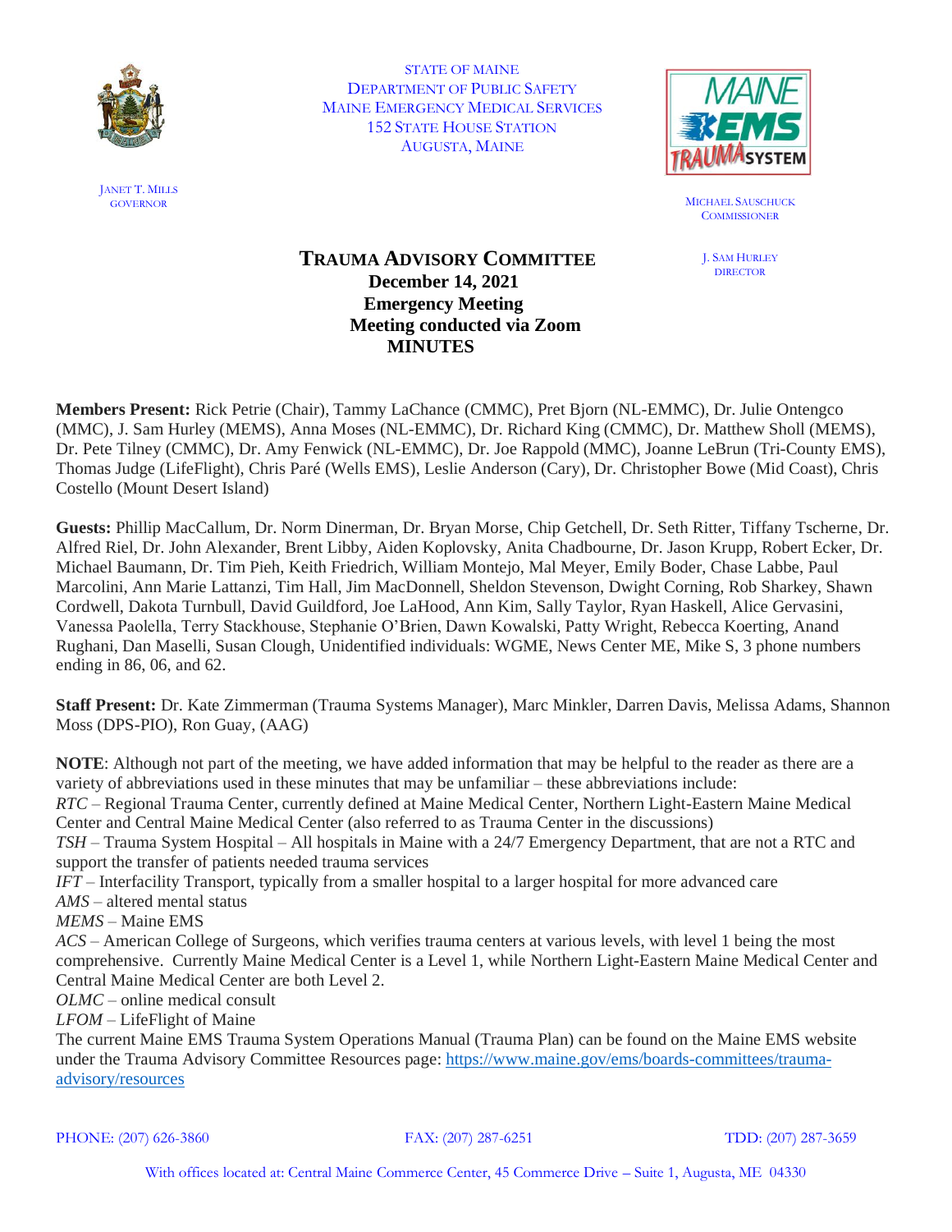STATE OF MAINE
DEPARTMENT OF PUBLIC SAFETY
MAINE EMERGENCY MEDICAL SERVICES
152 STATE HOUSE STATION
AUGUSTA, MAINE

JANET T. MILLS
GOVERNOR

MICHAEL SAUSCHUCK
COMMISSIONER

J. SAM HURLEY
DIRECTOR

# TRAUMA ADVISORY COMMITTEE
**December 14, 2021**
**Emergency Meeting**
**Meeting conducted via Zoom**
**MINUTES**

**Members Present:** Rick Petrie (Chair), Tammy LaChance (CMMC), Pret Bjorn (NL-EMMC), Dr. Julie Ontengco (MMC), J. Sam Hurley (MEMS), Anna Moses (NL-EMMC), Dr. Richard King (CMMC), Dr. Matthew Sholl (MEMS), Dr. Pete Tilney (CMMC), Dr. Amy Fenwick (NL-EMMC), Dr. Joe Rappold (MMC), Joanne LeBrun (Tri-County EMS), Thomas Judge (LifeFlight), Chris Paré (Wells EMS), Leslie Anderson (Cary), Dr. Christopher Bowe (Mid Coast), Chris Costello (Mount Desert Island)

**Guests:** Phillip MacCallum, Dr. Norm Dinerman, Dr. Bryan Morse, Chip Getchell, Dr. Seth Ritter, Tiffany Tscherne, Dr. Alfred Riel, Dr. John Alexander, Brent Libby, Aiden Koplovsky, Anita Chadbourne, Dr. Jason Krupp, Robert Ecker, Dr. Michael Baumann, Dr. Tim Pieh, Keith Friedrich, William Montejo, Mal Meyer, Emily Boder, Chase Labbe, Paul Marcolini, Ann Marie Lattanzi, Tim Hall, Jim MacDonnell, Sheldon Stevenson, Dwight Corning, Rob Sharkey, Shawn Cordwell, Dakota Turnbull, David Guildford, Joe LaHood, Ann Kim, Sally Taylor, Ryan Haskell, Alice Gervasini, Vanessa Paolella, Terry Stackhouse, Stephanie O'Brien, Dawn Kowalski, Patty Wright, Rebecca Koerting, Anand Rughani, Dan Maselli, Susan Clough, Unidentified individuals: WGME, News Center ME, Mike S, 3 phone numbers ending in 86, 06, and 62.

**Staff Present:** Dr. Kate Zimmerman (Trauma Systems Manager), Marc Minkler, Darren Davis, Melissa Adams, Shannon Moss (DPS-PIO), Ron Guay, (AAG)

**NOTE**: Although not part of the meeting, we have added information that may be helpful to the reader as there are a variety of abbreviations used in these minutes that may be unfamiliar – these abbreviations include:

*RTC* – Regional Trauma Center, currently defined at Maine Medical Center, Northern Light-Eastern Maine Medical Center and Central Maine Medical Center (also referred to as Trauma Center in the discussions)
*TSH* – Trauma System Hospital – All hospitals in Maine with a 24/7 Emergency Department, that are not a RTC and support the transfer of patients needed trauma services
*IFT* – Interfacility Transport, typically from a smaller hospital to a larger hospital for more advanced care
*AMS* – altered mental status
*MEMS* – Maine EMS
*ACS* – American College of Surgeons, which verifies trauma centers at various levels, with level 1 being the most comprehensive. Currently Maine Medical Center is a Level 1, while Northern Light-Eastern Maine Medical Center and Central Maine Medical Center are both Level 2.
*OLMC* – online medical consult
*LFOM* – LifeFlight of Maine

The current Maine EMS Trauma System Operations Manual (Trauma Plan) can be found on the Maine EMS website under the Trauma Advisory Committee Resources page: https://www.maine.gov/ems/boards-committees/trauma-advisory/resources

PHONE: (207) 626-3860 FAX: (207) 287-6251 TDD: (207) 287-3659

With offices located at: Central Maine Commerce Center, 45 Commerce Drive – Suite 1, Augusta, ME 04330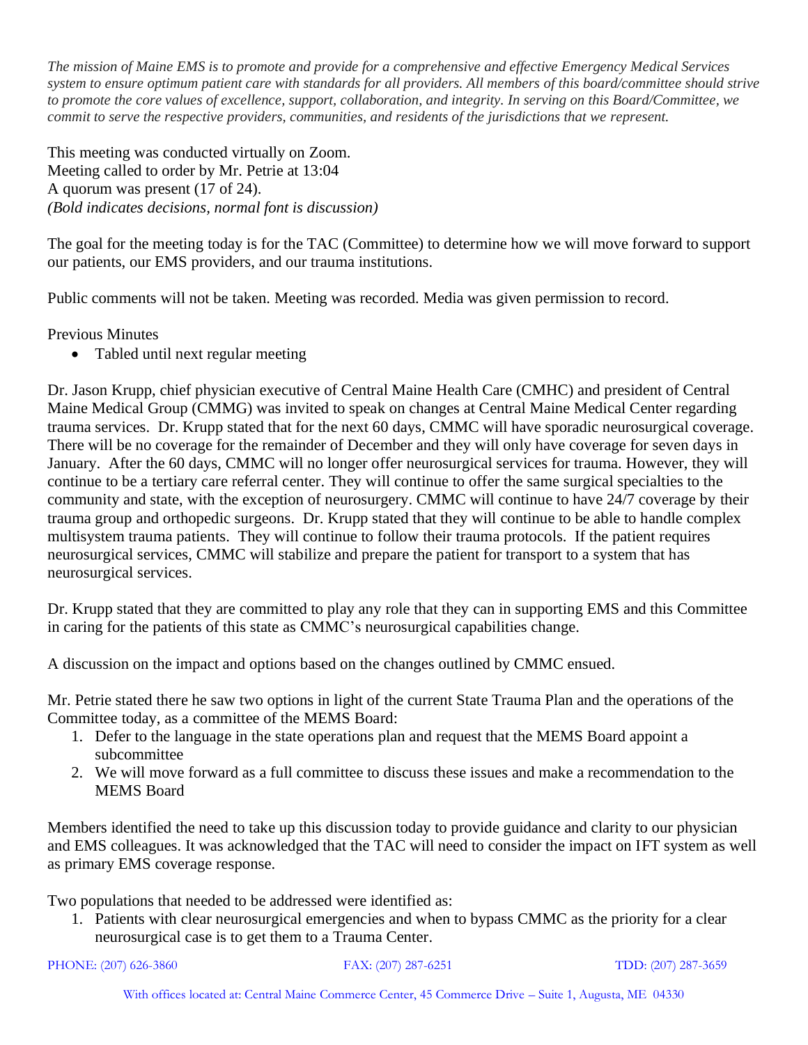*The mission of Maine EMS is to promote and provide for a comprehensive and effective Emergency Medical Services system to ensure optimum patient care with standards for all providers. All members of this board/committee should strive to promote the core values of excellence, support, collaboration, and integrity. In serving on this Board/Committee, we commit to serve the respective providers, communities, and residents of the jurisdictions that we represent.*

This meeting was conducted virtually on Zoom.
Meeting called to order by Mr. Petrie at 13:04
A quorum was present (17 of 24).
*(Bold indicates decisions, normal font is discussion)*

The goal for the meeting today is for the TAC (Committee) to determine how we will move forward to support our patients, our EMS providers, and our trauma institutions.

Public comments will not be taken. Meeting was recorded. Media was given permission to record.

Previous Minutes

- Tabled until next regular meeting

Dr. Jason Krupp, chief physician executive of Central Maine Health Care (CMHC) and president of Central Maine Medical Group (CMMG) was invited to speak on changes at Central Maine Medical Center regarding trauma services. Dr. Krupp stated that for the next 60 days, CMMC will have sporadic neurosurgical coverage. There will be no coverage for the remainder of December and they will only have coverage for seven days in January. After the 60 days, CMMC will no longer offer neurosurgical services for trauma. However, they will continue to be a tertiary care referral center. They will continue to offer the same surgical specialties to the community and state, with the exception of neurosurgery. CMMC will continue to have 24/7 coverage by their trauma group and orthopedic surgeons. Dr. Krupp stated that they will continue to be able to handle complex multisystem trauma patients. They will continue to follow their trauma protocols. If the patient requires neurosurgical services, CMMC will stabilize and prepare the patient for transport to a system that has neurosurgical services.

Dr. Krupp stated that they are committed to play any role that they can in supporting EMS and this Committee in caring for the patients of this state as CMMC's neurosurgical capabilities change.

A discussion on the impact and options based on the changes outlined by CMMC ensued.

Mr. Petrie stated there he saw two options in light of the current State Trauma Plan and the operations of the Committee today, as a committee of the MEMS Board:

1. Defer to the language in the state operations plan and request that the MEMS Board appoint a subcommittee
2. We will move forward as a full committee to discuss these issues and make a recommendation to the MEMS Board

Members identified the need to take up this discussion today to provide guidance and clarity to our physician and EMS colleagues. It was acknowledged that the TAC will need to consider the impact on IFT system as well as primary EMS coverage response.

Two populations that needed to be addressed were identified as:

1. Patients with clear neurosurgical emergencies and when to bypass CMMC as the priority for a clear neurosurgical case is to get them to a Trauma Center.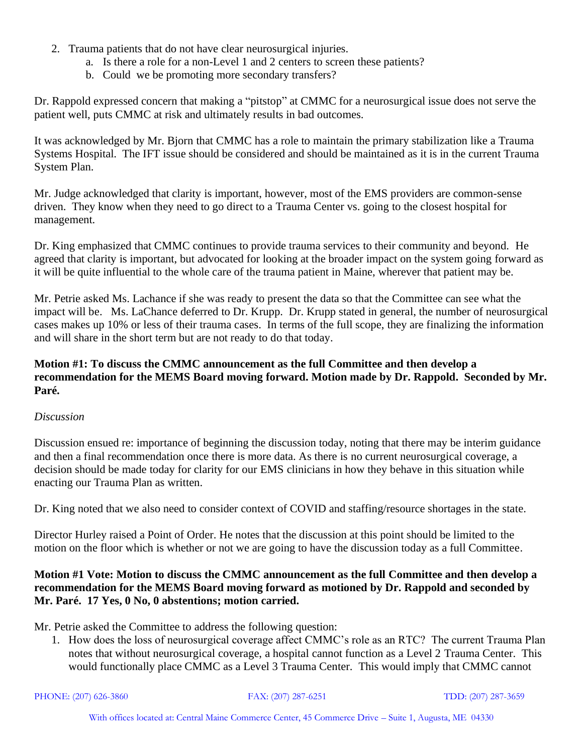2. Trauma patients that do not have clear neurosurgical injuries.
    a. Is there a role for a non-Level 1 and 2 centers to screen these patients?
    b. Could we be promoting more secondary transfers?

Dr. Rappold expressed concern that making a "pitstop" at CMMC for a neurosurgical issue does not serve the patient well, puts CMMC at risk and ultimately results in bad outcomes.

It was acknowledged by Mr. Bjorn that CMMC has a role to maintain the primary stabilization like a Trauma Systems Hospital. The IFT issue should be considered and should be maintained as it is in the current Trauma System Plan.

Mr. Judge acknowledged that clarity is important, however, most of the EMS providers are common-sense driven. They know when they need to go direct to a Trauma Center vs. going to the closest hospital for management.

Dr. King emphasized that CMMC continues to provide trauma services to their community and beyond. He agreed that clarity is important, but advocated for looking at the broader impact on the system going forward as it will be quite influential to the whole care of the trauma patient in Maine, wherever that patient may be.

Mr. Petrie asked Ms. Lachance if she was ready to present the data so that the Committee can see what the impact will be. Ms. LaChance deferred to Dr. Krupp. Dr. Krupp stated in general, the number of neurosurgical cases makes up 10% or less of their trauma cases. In terms of the full scope, they are finalizing the information and will share in the short term but are not ready to do that today.

**Motion #1: To discuss the CMMC announcement as the full Committee and then develop a recommendation for the MEMS Board moving forward. Motion made by Dr. Rappold. Seconded by Mr. Paré.**

*Discussion*

Discussion ensued re: importance of beginning the discussion today, noting that there may be interim guidance and then a final recommendation once there is more data. As there is no current neurosurgical coverage, a decision should be made today for clarity for our EMS clinicians in how they behave in this situation while enacting our Trauma Plan as written.

Dr. King noted that we also need to consider context of COVID and staffing/resource shortages in the state.

Director Hurley raised a Point of Order. He notes that the discussion at this point should be limited to the motion on the floor which is whether or not we are going to have the discussion today as a full Committee.

**Motion #1 Vote: Motion to discuss the CMMC announcement as the full Committee and then develop a recommendation for the MEMS Board moving forward as motioned by Dr. Rappold and seconded by Mr. Paré. 17 Yes, 0 No, 0 abstentions; motion carried.**

Mr. Petrie asked the Committee to address the following question:

1. How does the loss of neurosurgical coverage affect CMMC's role as an RTC? The current Trauma Plan notes that without neurosurgical coverage, a hospital cannot function as a Level 2 Trauma Center. This would functionally place CMMC as a Level 3 Trauma Center. This would imply that CMMC cannot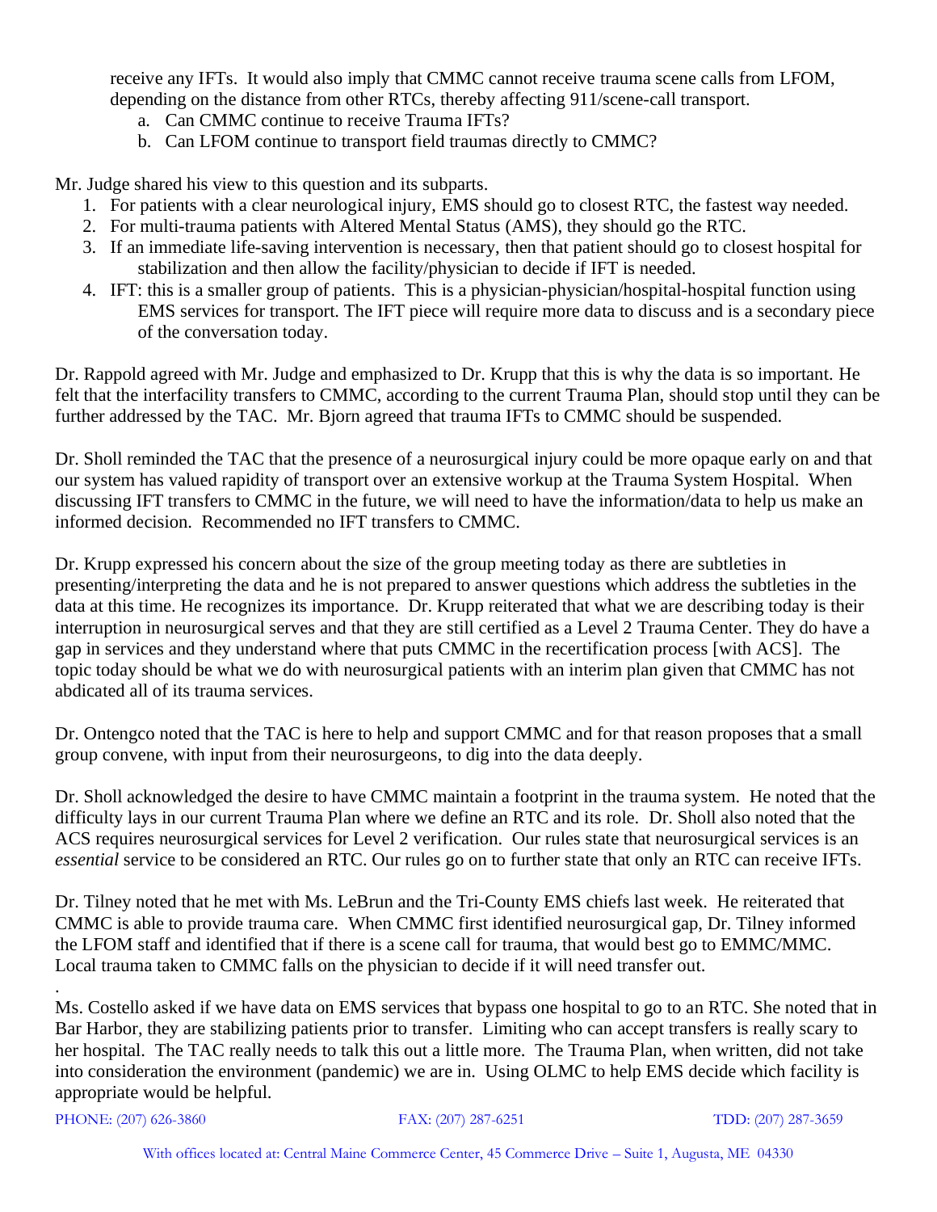receive any IFTs. It would also imply that CMMC cannot receive trauma scene calls from LFOM, depending on the distance from other RTCs, thereby affecting 911/scene-call transport.

a. Can CMMC continue to receive Trauma IFTs?
b. Can LFOM continue to transport field traumas directly to CMMC?

Mr. Judge shared his view to this question and its subparts.

1. For patients with a clear neurological injury, EMS should go to closest RTC, the fastest way needed.
2. For multi-trauma patients with Altered Mental Status (AMS), they should go the RTC.
3. If an immediate life-saving intervention is necessary, then that patient should go to closest hospital for stabilization and then allow the facility/physician to decide if IFT is needed.
4. IFT: this is a smaller group of patients. This is a physician-physician/hospital-hospital function using EMS services for transport. The IFT piece will require more data to discuss and is a secondary piece of the conversation today.

Dr. Rappold agreed with Mr. Judge and emphasized to Dr. Krupp that this is why the data is so important. He felt that the interfacility transfers to CMMC, according to the current Trauma Plan, should stop until they can be further addressed by the TAC. Mr. Bjorn agreed that trauma IFTs to CMMC should be suspended.

Dr. Sholl reminded the TAC that the presence of a neurosurgical injury could be more opaque early on and that our system has valued rapidity of transport over an extensive workup at the Trauma System Hospital. When discussing IFT transfers to CMMC in the future, we will need to have the information/data to help us make an informed decision. Recommended no IFT transfers to CMMC.

Dr. Krupp expressed his concern about the size of the group meeting today as there are subtleties in presenting/interpreting the data and he is not prepared to answer questions which address the subtleties in the data at this time. He recognizes its importance. Dr. Krupp reiterated that what we are describing today is their interruption in neurosurgical serves and that they are still certified as a Level 2 Trauma Center. They do have a gap in services and they understand where that puts CMMC in the recertification process [with ACS]. The topic today should be what we do with neurosurgical patients with an interim plan given that CMMC has not abdicated all of its trauma services.

Dr. Ontengco noted that the TAC is here to help and support CMMC and for that reason proposes that a small group convene, with input from their neurosurgeons, to dig into the data deeply.

Dr. Sholl acknowledged the desire to have CMMC maintain a footprint in the trauma system. He noted that the difficulty lays in our current Trauma Plan where we define an RTC and its role. Dr. Sholl also noted that the ACS requires neurosurgical services for Level 2 verification. Our rules state that neurosurgical services is an *essential* service to be considered an RTC. Our rules go on to further state that only an RTC can receive IFTs.

Dr. Tilney noted that he met with Ms. LeBrun and the Tri-County EMS chiefs last week. He reiterated that CMMC is able to provide trauma care. When CMMC first identified neurosurgical gap, Dr. Tilney informed the LFOM staff and identified that if there is a scene call for trauma, that would best go to EMMC/MMC. Local trauma taken to CMMC falls on the physician to decide if it will need transfer out.

Ms. Costello asked if we have data on EMS services that bypass one hospital to go to an RTC. She noted that in Bar Harbor, they are stabilizing patients prior to transfer. Limiting who can accept transfers is really scary to her hospital. The TAC really needs to talk this out a little more. The Trauma Plan, when written, did not take into consideration the environment (pandemic) we are in. Using OLMC to help EMS decide which facility is appropriate would be helpful.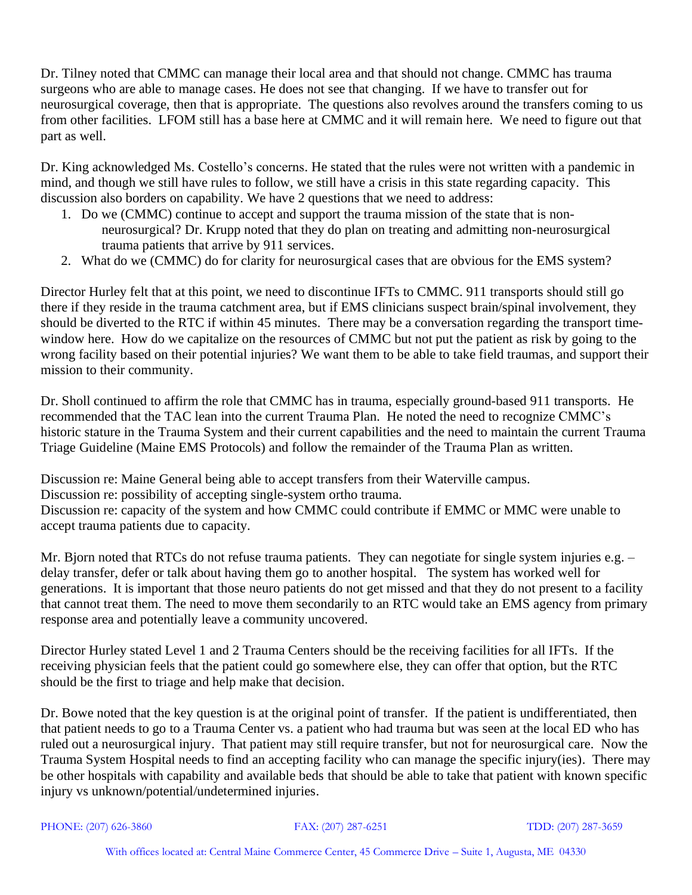Dr. Tilney noted that CMMC can manage their local area and that should not change. CMMC has trauma surgeons who are able to manage cases. He does not see that changing. If we have to transfer out for neurosurgical coverage, then that is appropriate. The questions also revolves around the transfers coming to us from other facilities. LFOM still has a base here at CMMC and it will remain here. We need to figure out that part as well.

Dr. King acknowledged Ms. Costello's concerns. He stated that the rules were not written with a pandemic in mind, and though we still have rules to follow, we still have a crisis in this state regarding capacity. This discussion also borders on capability. We have 2 questions that we need to address:

1. Do we (CMMC) continue to accept and support the trauma mission of the state that is non-neurosurgical? Dr. Krupp noted that they do plan on treating and admitting non-neurosurgical trauma patients that arrive by 911 services.
2. What do we (CMMC) do for clarity for neurosurgical cases that are obvious for the EMS system?

Director Hurley felt that at this point, we need to discontinue IFTs to CMMC. 911 transports should still go there if they reside in the trauma catchment area, but if EMS clinicians suspect brain/spinal involvement, they should be diverted to the RTC if within 45 minutes. There may be a conversation regarding the transport time-window here. How do we capitalize on the resources of CMMC but not put the patient as risk by going to the wrong facility based on their potential injuries? We want them to be able to take field traumas, and support their mission to their community.

Dr. Sholl continued to affirm the role that CMMC has in trauma, especially ground-based 911 transports. He recommended that the TAC lean into the current Trauma Plan. He noted the need to recognize CMMC's historic stature in the Trauma System and their current capabilities and the need to maintain the current Trauma Triage Guideline (Maine EMS Protocols) and follow the remainder of the Trauma Plan as written.

Discussion re: Maine General being able to accept transfers from their Waterville campus.
Discussion re: possibility of accepting single-system ortho trauma.
Discussion re: capacity of the system and how CMMC could contribute if EMMC or MMC were unable to accept trauma patients due to capacity.

Mr. Bjorn noted that RTCs do not refuse trauma patients. They can negotiate for single system injuries e.g. – delay transfer, defer or talk about having them go to another hospital. The system has worked well for generations. It is important that those neuro patients do not get missed and that they do not present to a facility that cannot treat them. The need to move them secondarily to an RTC would take an EMS agency from primary response area and potentially leave a community uncovered.

Director Hurley stated Level 1 and 2 Trauma Centers should be the receiving facilities for all IFTs. If the receiving physician feels that the patient could go somewhere else, they can offer that option, but the RTC should be the first to triage and help make that decision.

Dr. Bowe noted that the key question is at the original point of transfer. If the patient is undifferentiated, then that patient needs to go to a Trauma Center vs. a patient who had trauma but was seen at the local ED who has ruled out a neurosurgical injury. That patient may still require transfer, but not for neurosurgical care. Now the Trauma System Hospital needs to find an accepting facility who can manage the specific injury(ies). There may be other hospitals with capability and available beds that should be able to take that patient with known specific injury vs unknown/potential/undetermined injuries.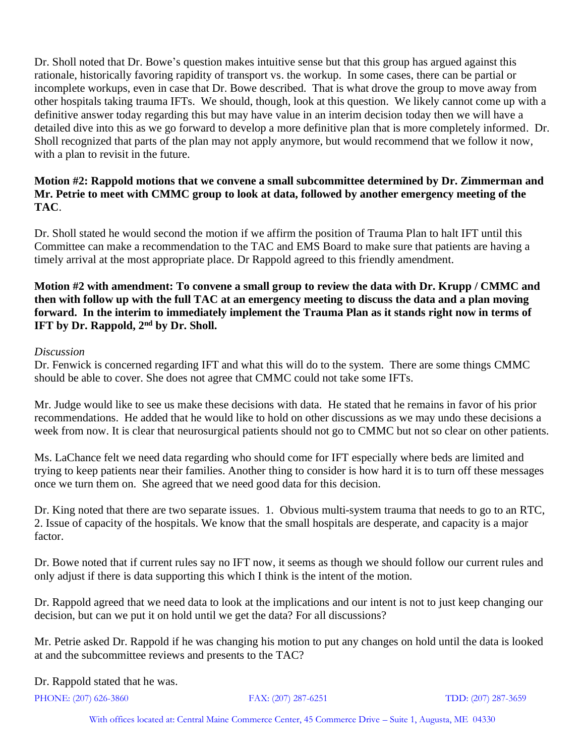Dr. Sholl noted that Dr. Bowe's question makes intuitive sense but that this group has argued against this rationale, historically favoring rapidity of transport vs. the workup. In some cases, there can be partial or incomplete workups, even in case that Dr. Bowe described. That is what drove the group to move away from other hospitals taking trauma IFTs. We should, though, look at this question. We likely cannot come up with a definitive answer today regarding this but may have value in an interim decision today then we will have a detailed dive into this as we go forward to develop a more definitive plan that is more completely informed. Dr. Sholl recognized that parts of the plan may not apply anymore, but would recommend that we follow it now, with a plan to revisit in the future.

**Motion #2: Rappold motions that we convene a small subcommittee determined by Dr. Zimmerman and Mr. Petrie to meet with CMMC group to look at data, followed by another emergency meeting of the TAC**.

Dr. Sholl stated he would second the motion if we affirm the position of Trauma Plan to halt IFT until this Committee can make a recommendation to the TAC and EMS Board to make sure that patients are having a timely arrival at the most appropriate place. Dr Rappold agreed to this friendly amendment.

**Motion #2 with amendment: To convene a small group to review the data with Dr. Krupp / CMMC and then with follow up with the full TAC at an emergency meeting to discuss the data and a plan moving forward. In the interim to immediately implement the Trauma Plan as it stands right now in terms of IFT by Dr. Rappold, 2nd by Dr. Sholl.**

*Discussion*

Dr. Fenwick is concerned regarding IFT and what this will do to the system. There are some things CMMC should be able to cover. She does not agree that CMMC could not take some IFTs.

Mr. Judge would like to see us make these decisions with data. He stated that he remains in favor of his prior recommendations. He added that he would like to hold on other discussions as we may undo these decisions a week from now. It is clear that neurosurgical patients should not go to CMMC but not so clear on other patients.

Ms. LaChance felt we need data regarding who should come for IFT especially where beds are limited and trying to keep patients near their families. Another thing to consider is how hard it is to turn off these messages once we turn them on. She agreed that we need good data for this decision.

Dr. King noted that there are two separate issues. 1. Obvious multi-system trauma that needs to go to an RTC, 2. Issue of capacity of the hospitals. We know that the small hospitals are desperate, and capacity is a major factor.

Dr. Bowe noted that if current rules say no IFT now, it seems as though we should follow our current rules and only adjust if there is data supporting this which I think is the intent of the motion.

Dr. Rappold agreed that we need data to look at the implications and our intent is not to just keep changing our decision, but can we put it on hold until we get the data? For all discussions?

Mr. Petrie asked Dr. Rappold if he was changing his motion to put any changes on hold until the data is looked at and the subcommittee reviews and presents to the TAC?

Dr. Rappold stated that he was.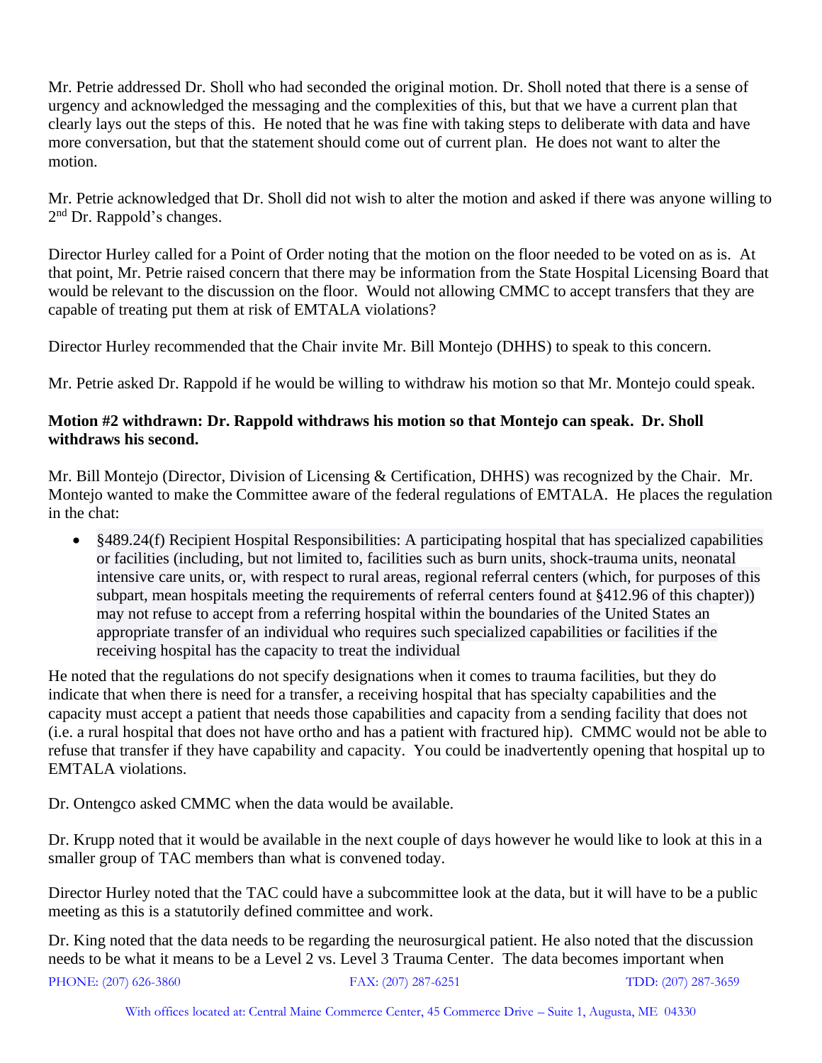Mr. Petrie addressed Dr. Sholl who had seconded the original motion. Dr. Sholl noted that there is a sense of urgency and acknowledged the messaging and the complexities of this, but that we have a current plan that clearly lays out the steps of this. He noted that he was fine with taking steps to deliberate with data and have more conversation, but that the statement should come out of current plan. He does not want to alter the motion.

Mr. Petrie acknowledged that Dr. Sholl did not wish to alter the motion and asked if there was anyone willing to 2nd Dr. Rappold's changes.

Director Hurley called for a Point of Order noting that the motion on the floor needed to be voted on as is. At that point, Mr. Petrie raised concern that there may be information from the State Hospital Licensing Board that would be relevant to the discussion on the floor. Would not allowing CMMC to accept transfers that they are capable of treating put them at risk of EMTALA violations?

Director Hurley recommended that the Chair invite Mr. Bill Montejo (DHHS) to speak to this concern.

Mr. Petrie asked Dr. Rappold if he would be willing to withdraw his motion so that Mr. Montejo could speak.

**Motion #2 withdrawn: Dr. Rappold withdraws his motion so that Montejo can speak. Dr. Sholl withdraws his second.**

Mr. Bill Montejo (Director, Division of Licensing & Certification, DHHS) was recognized by the Chair. Mr. Montejo wanted to make the Committee aware of the federal regulations of EMTALA. He places the regulation in the chat:

- §489.24(f) Recipient Hospital Responsibilities: A participating hospital that has specialized capabilities or facilities (including, but not limited to, facilities such as burn units, shock-trauma units, neonatal intensive care units, or, with respect to rural areas, regional referral centers (which, for purposes of this subpart, mean hospitals meeting the requirements of referral centers found at §412.96 of this chapter)) may not refuse to accept from a referring hospital within the boundaries of the United States an appropriate transfer of an individual who requires such specialized capabilities or facilities if the receiving hospital has the capacity to treat the individual

He noted that the regulations do not specify designations when it comes to trauma facilities, but they do indicate that when there is need for a transfer, a receiving hospital that has specialty capabilities and the capacity must accept a patient that needs those capabilities and capacity from a sending facility that does not (i.e. a rural hospital that does not have ortho and has a patient with fractured hip). CMMC would not be able to refuse that transfer if they have capability and capacity. You could be inadvertently opening that hospital up to EMTALA violations.

Dr. Ontengco asked CMMC when the data would be available.

Dr. Krupp noted that it would be available in the next couple of days however he would like to look at this in a smaller group of TAC members than what is convened today.

Director Hurley noted that the TAC could have a subcommittee look at the data, but it will have to be a public meeting as this is a statutorily defined committee and work.

Dr. King noted that the data needs to be regarding the neurosurgical patient. He also noted that the discussion needs to be what it means to be a Level 2 vs. Level 3 Trauma Center. The data becomes important when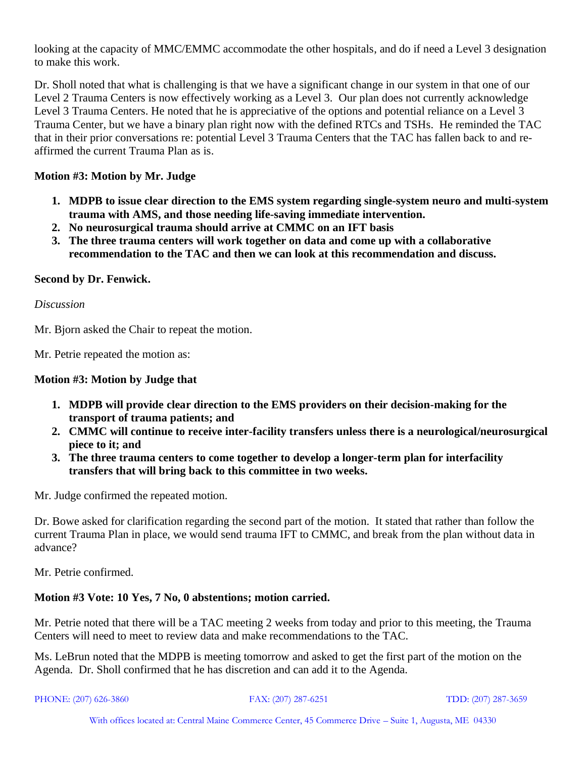looking at the capacity of MMC/EMMC accommodate the other hospitals, and do if need a Level 3 designation to make this work.

Dr. Sholl noted that what is challenging is that we have a significant change in our system in that one of our Level 2 Trauma Centers is now effectively working as a Level 3. Our plan does not currently acknowledge Level 3 Trauma Centers. He noted that he is appreciative of the options and potential reliance on a Level 3 Trauma Center, but we have a binary plan right now with the defined RTCs and TSHs. He reminded the TAC that in their prior conversations re: potential Level 3 Trauma Centers that the TAC has fallen back to and re-affirmed the current Trauma Plan as is.

**Motion #3: Motion by Mr. Judge**

1. **MDPB to issue clear direction to the EMS system regarding single-system neuro and multi-system trauma with AMS, and those needing life-saving immediate intervention.**
2. **No neurosurgical trauma should arrive at CMMC on an IFT basis**
3. **The three trauma centers will work together on data and come up with a collaborative recommendation to the TAC and then we can look at this recommendation and discuss.**

**Second by Dr. Fenwick.**

*Discussion*

Mr. Bjorn asked the Chair to repeat the motion.

Mr. Petrie repeated the motion as:

**Motion #3: Motion by Judge that**

1. **MDPB will provide clear direction to the EMS providers on their decision-making for the transport of trauma patients; and**
2. **CMMC will continue to receive inter-facility transfers unless there is a neurological/neurosurgical piece to it; and**
3. **The three trauma centers to come together to develop a longer-term plan for interfacility transfers that will bring back to this committee in two weeks.**

Mr. Judge confirmed the repeated motion.

Dr. Bowe asked for clarification regarding the second part of the motion. It stated that rather than follow the current Trauma Plan in place, we would send trauma IFT to CMMC, and break from the plan without data in advance?

Mr. Petrie confirmed.

**Motion #3 Vote: 10 Yes, 7 No, 0 abstentions; motion carried.**

Mr. Petrie noted that there will be a TAC meeting 2 weeks from today and prior to this meeting, the Trauma Centers will need to meet to review data and make recommendations to the TAC.

Ms. LeBrun noted that the MDPB is meeting tomorrow and asked to get the first part of the motion on the Agenda. Dr. Sholl confirmed that he has discretion and can add it to the Agenda.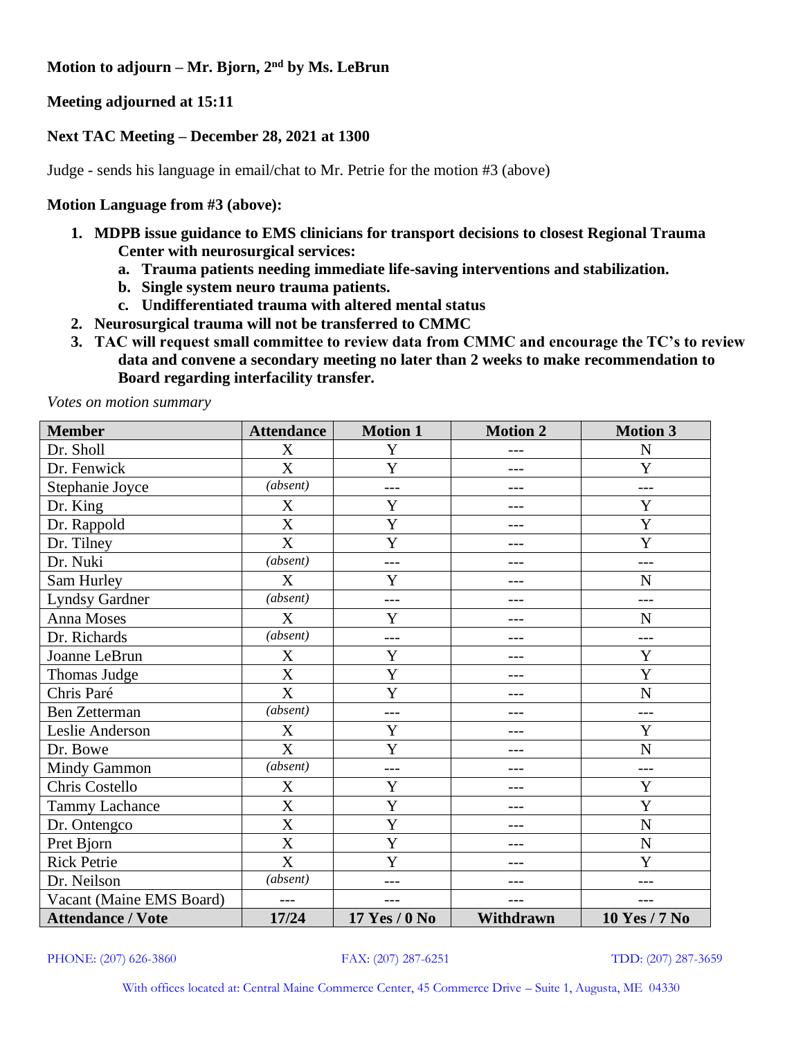**Motion to adjourn – Mr. Bjorn, 2nd by Ms. LeBrun**

**Meeting adjourned at 15:11**

**Next TAC Meeting – December 28, 2021 at 1300**

Judge - sends his language in email/chat to Mr. Petrie for the motion #3 (above)

**Motion Language from #3 (above):**

1. **MDPB issue guidance to EMS clinicians for transport decisions to closest Regional Trauma Center with neurosurgical services:**
   a. **Trauma patients needing immediate life-saving interventions and stabilization.**
   b. **Single system neuro trauma patients.**
   c. **Undifferentiated trauma with altered mental status**
2. **Neurosurgical trauma will not be transferred to CMMC**
3. **TAC will request small committee to review data from CMMC and encourage the TC's to review data and convene a secondary meeting no later than 2 weeks to make recommendation to Board regarding interfacility transfer.**

*Votes on motion summary*

| Member | Attendance | Motion 1 | Motion 2 | Motion 3 |
|---|---|---|---|---|
| Dr. Sholl | X | Y | --- | N |
| Dr. Fenwick | X | Y | --- | Y |
| Stephanie Joyce | *(absent)* | --- | --- | --- |
| Dr. King | X | Y | --- | Y |
| Dr. Rappold | X | Y | --- | Y |
| Dr. Tilney | X | Y | --- | Y |
| Dr. Nuki | *(absent)* | --- | --- | --- |
| Sam Hurley | X | Y | --- | N |
| Lyndsy Gardner | *(absent)* | --- | --- | --- |
| Anna Moses | X | Y | --- | N |
| Dr. Richards | *(absent)* | --- | --- | --- |
| Joanne LeBrun | X | Y | --- | Y |
| Thomas Judge | X | Y | --- | Y |
| Chris Paré | X | Y | --- | N |
| Ben Zetterman | *(absent)* | --- | --- | --- |
| Leslie Anderson | X | Y | --- | Y |
| Dr. Bowe | X | Y | --- | N |
| Mindy Gammon | *(absent)* | --- | --- | --- |
| Chris Costello | X | Y | --- | Y |
| Tammy Lachance | X | Y | --- | Y |
| Dr. Ontengco | X | Y | --- | N |
| Pret Bjorn | X | Y | --- | N |
| Rick Petrie | X | Y | --- | Y |
| Dr. Neilson | *(absent)* | --- | --- | --- |
| Vacant (Maine EMS Board) | --- | --- | --- | --- |
| **Attendance / Vote** | **17/24** | **17 Yes / 0 No** | **Withdrawn** | **10 Yes / 7 No** |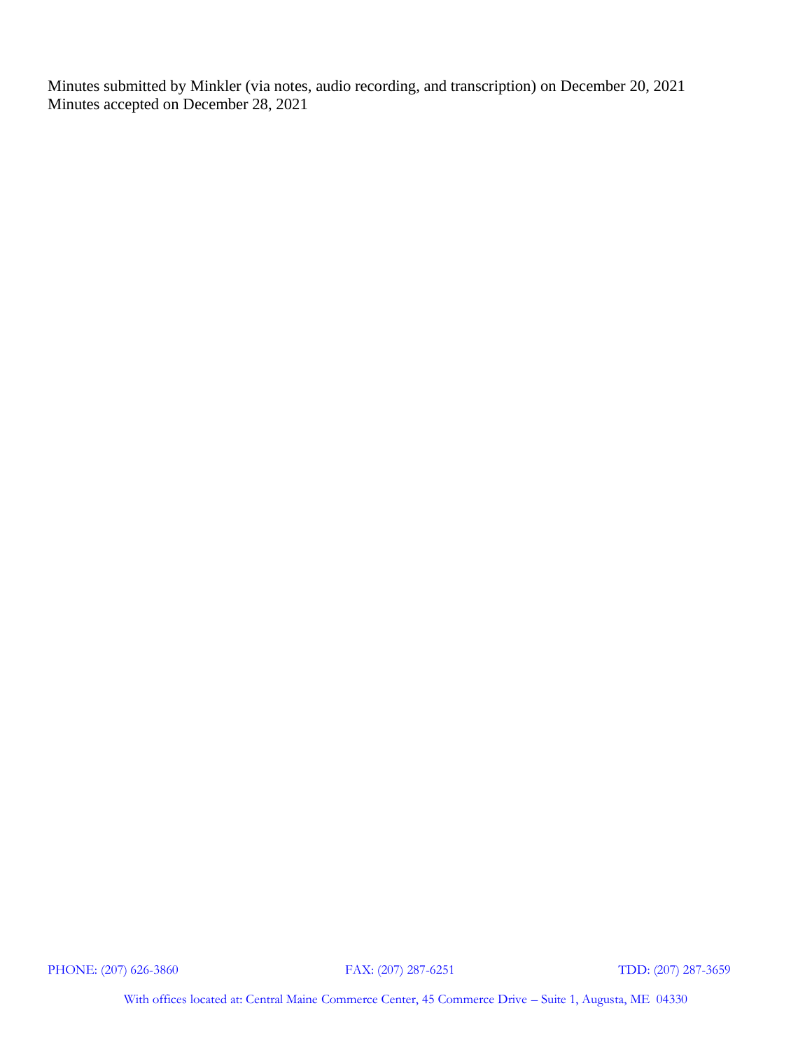Minutes submitted by Minkler (via notes, audio recording, and transcription) on December 20, 2021
Minutes accepted on December 28, 2021